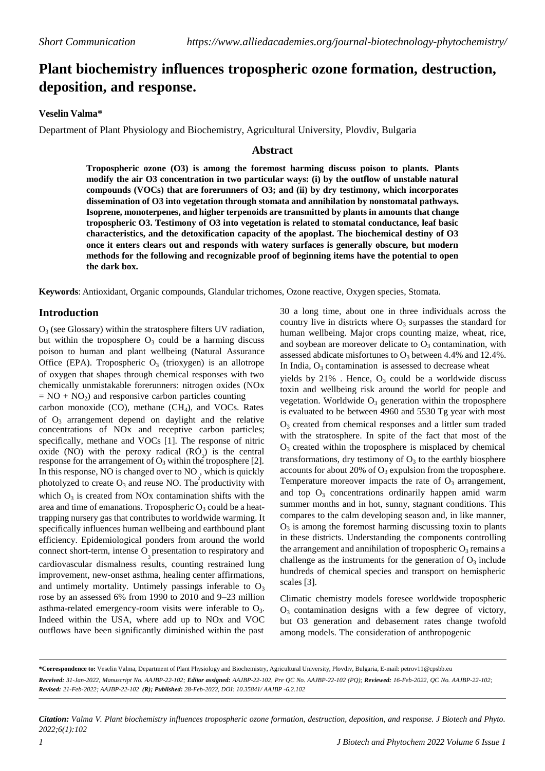*Short Communication* *https://www.alliedacademies.org/journal-biotechnology-phytochemistry/*

# Plant biochemistry influences tropospheric ozone formation, destruction, deposition, and response.

**Veselin Valma***

Department of Plant Physiology and Biochemistry, Agricultural University, Plovdiv, Bulgaria

## Abstract

**Tropospheric ozone (O3) is among the foremost harming discuss poison to plants. Plants modify the air O3 concentration in two particular ways: (i) by the outflow of unstable natural compounds (VOCs) that are forerunners of O3; and (ii) by dry testimony, which incorporates dissemination of O3 into vegetation through stomata and annihilation by nonstomatal pathways. Isoprene, monoterpenes, and higher terpenoids are transmitted by plants in amounts that change tropospheric O3. Testimony of O3 into vegetation is related to stomatal conductance, leaf basic characteristics, and the detoxification capacity of the apoplast. The biochemical destiny of O3 once it enters clears out and responds with watery surfaces is generally obscure, but modern methods for the following and recognizable proof of beginning items have the potential to open the dark box.**

**Keywords**: Antioxidant, Organic compounds, Glandular trichomes, Ozone reactive, Oxygen species, Stomata.

## Introduction

$O_3$ (see Glossary) within the stratosphere filters UV radiation, but within the troposphere $O_3$ could be a harming discuss poison to human and plant wellbeing (Natural Assurance Office (EPA). Tropospheric $O_3$ (trioxygen) is an allotrope of oxygen that shapes through chemical responses with two chemically unmistakable forerunners: nitrogen oxides ($NOx = NO + NO_2$) and responsive carbon particles counting carbon monoxide (CO), methane ($CH_4$), and VOCs. Rates of $O_3$ arrangement depend on daylight and the relative concentrations of NOx and receptive carbon particles; specifically, methane and VOCs [1]. The response of nitric oxide (NO) with the peroxy radical ($R\dot{O}_2$) is the central response for the arrangement of $O_3$ within the troposphere [2]. In this response, NO is changed over to $NO_2$, which is quickly photolyzed to create $O_3$ and reuse NO. The productivity with which $O_3$ is created from NOx contamination shifts with the area and time of emanations. Tropospheric $O_3$ could be a heat-trapping nursery gas that contributes to worldwide warming. It specifically influences human wellbeing and earthbound plant efficiency. Epidemiological ponders from around the world connect short-term, intense $O_3$ presentation to respiratory and cardiovascular dismalness results, counting restrained lung improvement, new-onset asthma, healing center affirmations, and untimely mortality. Untimely passings inferable to $O_3$ rose by an assessed 6% from 1990 to 2010 and 9–23 million asthma-related emergency-room visits were inferable to $O_3$. Indeed within the USA, where add up to NOx and VOC outflows have been significantly diminished within the past 30 a long time, about one in three individuals across the country live in districts where $O_3$ surpasses the standard for human wellbeing. Major crops counting maize, wheat, rice, and soybean are moreover delicate to $O_3$ contamination, with assessed abdicate misfortunes to $O_3$ between 4.4% and 12.4%. In India, $O_3$ contamination is assessed to decrease wheat yields by 21% . Hence, $O_3$ could be a worldwide discuss toxin and wellbeing risk around the world for people and vegetation. Worldwide $O_3$ generation within the troposphere is evaluated to be between 4960 and 5530 Tg year with most $O_3$ created from chemical responses and a littler sum traded with the stratosphere. In spite of the fact that most of the $O_3$ created within the troposphere is misplaced by chemical transformations, dry testimony of $O_3$ to the earthly biosphere accounts for about 20% of $O_3$ expulsion from the troposphere. Temperature moreover impacts the rate of $O_3$ arrangement, and top $O_3$ concentrations ordinarily happen amid warm summer months and in hot, sunny, stagnant conditions. This compares to the calm developing season and, in like manner, $O_3$ is among the foremost harming discussing toxin to plants in these districts. Understanding the components controlling the arrangement and annihilation of tropospheric $O_3$ remains a challenge as the instruments for the generation of $O_3$ include hundreds of chemical species and transport on hemispheric scales [3].

Climatic chemistry models foresee worldwide tropospheric $O_3$ contamination designs with a few degree of victory, but O3 generation and debasement rates change twofold among models. The consideration of anthropogenic

---

***Correspondence to:** Veselin Valma, Department of Plant Physiology and Biochemistry, Agricultural University, Plovdiv, Bulgaria, E-mail: petrov11@cpsbb.eu

***Received:** 31-Jan-2022, Manuscript No. AAJBP-22-102; **Editor assigned:** AAJBP-22-102, Pre QC No. AAJBP-22-102 (PQ); **Reviewed:** 16-Feb-2022, QC No. AAJBP-22-102; **Revised:** 21-Feb-2022; AAJBP-22-102 **(R); Published:** 28-Feb-2022, DOI: 10.35841/ AAJBP -6.2.102*

***Citation:** Valma V. Plant biochemistry influences tropospheric ozone formation, destruction, deposition, and response. J Biotech and Phyto. 2022;6(1):102*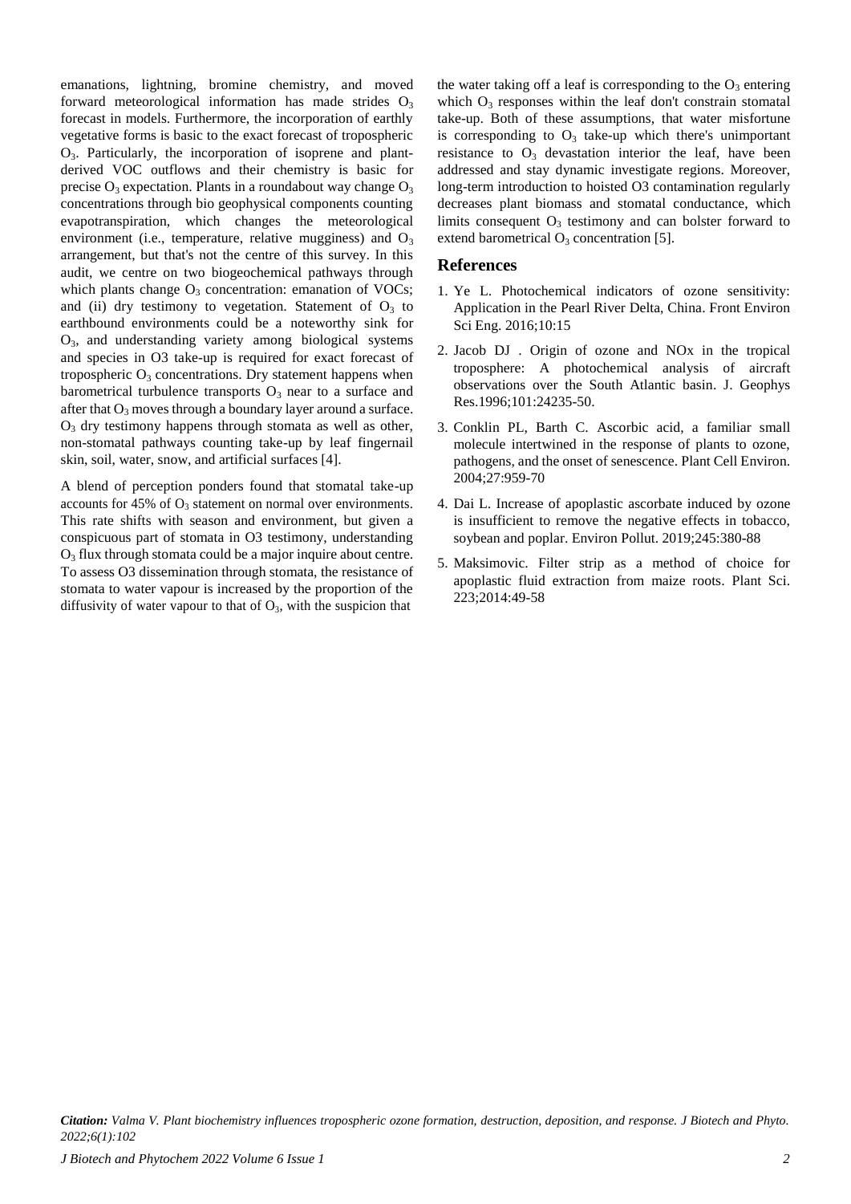emanations, lightning, bromine chemistry, and moved forward meteorological information has made strides $O_3$ forecast in models. Furthermore, the incorporation of earthly vegetative forms is basic to the exact forecast of tropospheric $O_3$. Particularly, the incorporation of isoprene and plant-derived VOC outflows and their chemistry is basic for precise $O_3$ expectation. Plants in a roundabout way change $O_3$ concentrations through bio geophysical components counting evapotranspiration, which changes the meteorological environment (i.e., temperature, relative mugginess) and $O_3$ arrangement, but that's not the centre of this survey. In this audit, we centre on two biogeochemical pathways through which plants change $O_3$ concentration: emanation of VOCs; and (ii) dry testimony to vegetation. Statement of $O_3$ to earthbound environments could be a noteworthy sink for $O_3$, and understanding variety among biological systems and species in O3 take-up is required for exact forecast of tropospheric $O_3$ concentrations. Dry statement happens when barometrical turbulence transports $O_3$ near to a surface and after that $O_3$ moves through a boundary layer around a surface. $O_3$ dry testimony happens through stomata as well as other, non-stomatal pathways counting take-up by leaf fingernail skin, soil, water, snow, and artificial surfaces [4].

A blend of perception ponders found that stomatal take-up accounts for 45% of $O_3$ statement on normal over environments. This rate shifts with season and environment, but given a conspicuous part of stomata in O3 testimony, understanding $O_3$ flux through stomata could be a major inquire about centre. To assess O3 dissemination through stomata, the resistance of stomata to water vapour is increased by the proportion of the diffusivity of water vapour to that of $O_3$, with the suspicion that the water taking off a leaf is corresponding to the $O_3$ entering which $O_3$ responses within the leaf don't constrain stomatal take-up. Both of these assumptions, that water misfortune is corresponding to $O_3$ take-up which there's unimportant resistance to $O_3$ devastation interior the leaf, have been addressed and stay dynamic investigate regions. Moreover, long-term introduction to hoisted O3 contamination regularly decreases plant biomass and stomatal conductance, which limits consequent $O_3$ testimony and can bolster forward to extend barometrical $O_3$ concentration [5].

## References

1. Ye L. Photochemical indicators of ozone sensitivity: Application in the Pearl River Delta, China. Front Environ Sci Eng. 2016;10:15
2. Jacob DJ . Origin of ozone and NOx in the tropical troposphere: A photochemical analysis of aircraft observations over the South Atlantic basin. J. Geophys Res.1996;101:24235-50.
3. Conklin PL, Barth C. Ascorbic acid, a familiar small molecule intertwined in the response of plants to ozone, pathogens, and the onset of senescence. Plant Cell Environ. 2004;27:959-70
4. Dai L. Increase of apoplastic ascorbate induced by ozone is insufficient to remove the negative effects in tobacco, soybean and poplar. Environ Pollut. 2019;245:380-88
5. Maksimovic. Filter strip as a method of choice for apoplastic fluid extraction from maize roots. Plant Sci. 223;2014:49-58

*Citation: Valma V. Plant biochemistry influences tropospheric ozone formation, destruction, deposition, and response. J Biotech and Phyto. 2022;6(1):102*